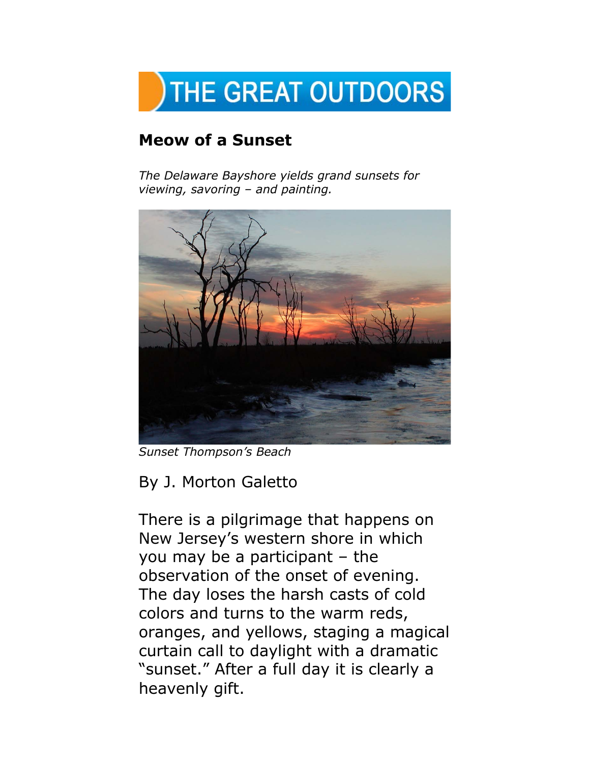THE GREAT OUTDOORS

## Meow of a Sunset

*The Delaware Bayshore yields grand sunsets for viewing, savoring – and painting.*

*Sunset Thompson's Beach*

By J. Morton Galetto

There is a pilgrimage that happens on New Jersey's western shore in which you may be a participant – the observation of the onset of evening. The day loses the harsh casts of cold colors and turns to the warm reds, oranges, and yellows, staging a magical curtain call to daylight with a dramatic "sunset." After a full day it is clearly a heavenly gift.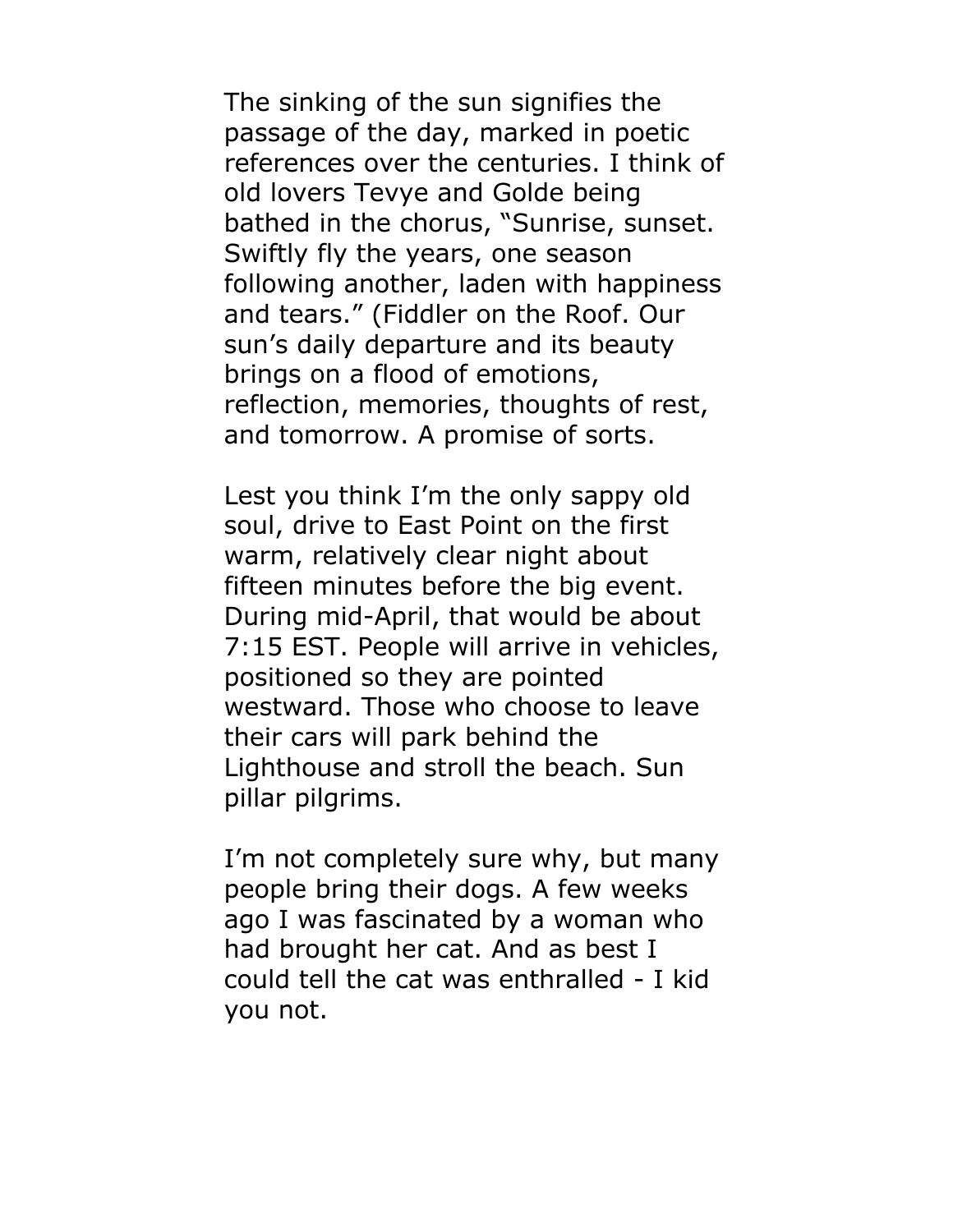The sinking of the sun signifies the passage of the day, marked in poetic references over the centuries. I think of old lovers Tevye and Golde being bathed in the chorus, "Sunrise, sunset. Swiftly fly the years, one season following another, laden with happiness and tears." (Fiddler on the Roof. Our sun's daily departure and its beauty brings on a flood of emotions, reflection, memories, thoughts of rest, and tomorrow. A promise of sorts.

Lest you think I'm the only sappy old soul, drive to East Point on the first warm, relatively clear night about fifteen minutes before the big event. During mid-April, that would be about 7:15 EST. People will arrive in vehicles, positioned so they are pointed westward. Those who choose to leave their cars will park behind the Lighthouse and stroll the beach. Sun pillar pilgrims.

I'm not completely sure why, but many people bring their dogs. A few weeks ago I was fascinated by a woman who had brought her cat. And as best I could tell the cat was enthralled - I kid you not.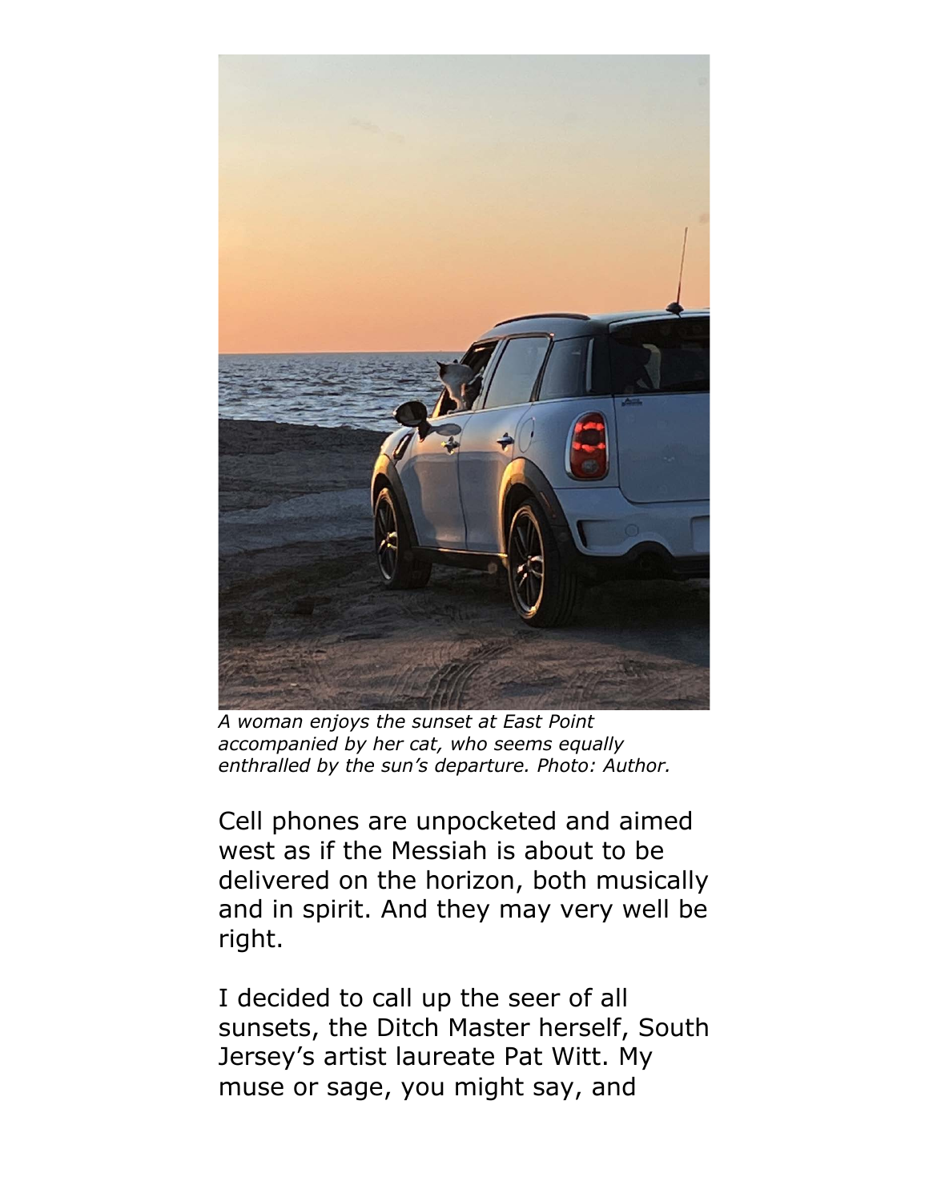*A woman enjoys the sunset at East Point accompanied by her cat, who seems equally enthralled by the sun's departure. Photo: Author.*

Cell phones are unpocketed and aimed west as if the Messiah is about to be delivered on the horizon, both musically and in spirit. And they may very well be right.

I decided to call up the seer of all sunsets, the Ditch Master herself, South Jersey's artist laureate Pat Witt. My muse or sage, you might say, and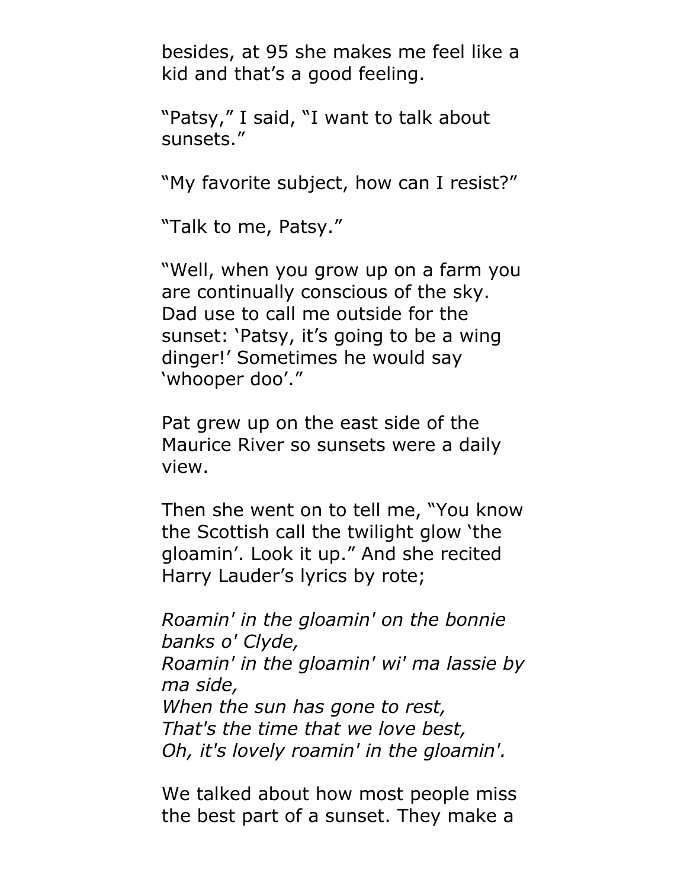besides, at 95 she makes me feel like a kid and that's a good feeling.

"Patsy," I said, "I want to talk about sunsets."

"My favorite subject, how can I resist?"

"Talk to me, Patsy."

"Well, when you grow up on a farm you are continually conscious of the sky. Dad use to call me outside for the sunset: 'Patsy, it's going to be a wing dinger!' Sometimes he would say 'whooper doo'."

Pat grew up on the east side of the Maurice River so sunsets were a daily view.

Then she went on to tell me, "You know the Scottish call the twilight glow 'the gloamin'. Look it up." And she recited Harry Lauder's lyrics by rote;

*Roamin' in the gloamin' on the bonnie banks o' Clyde,*
*Roamin' in the gloamin' wi' ma lassie by ma side,*
*When the sun has gone to rest,*
*That's the time that we love best,*
*Oh, it's lovely roamin' in the gloamin'.*

We talked about how most people miss the best part of a sunset. They make a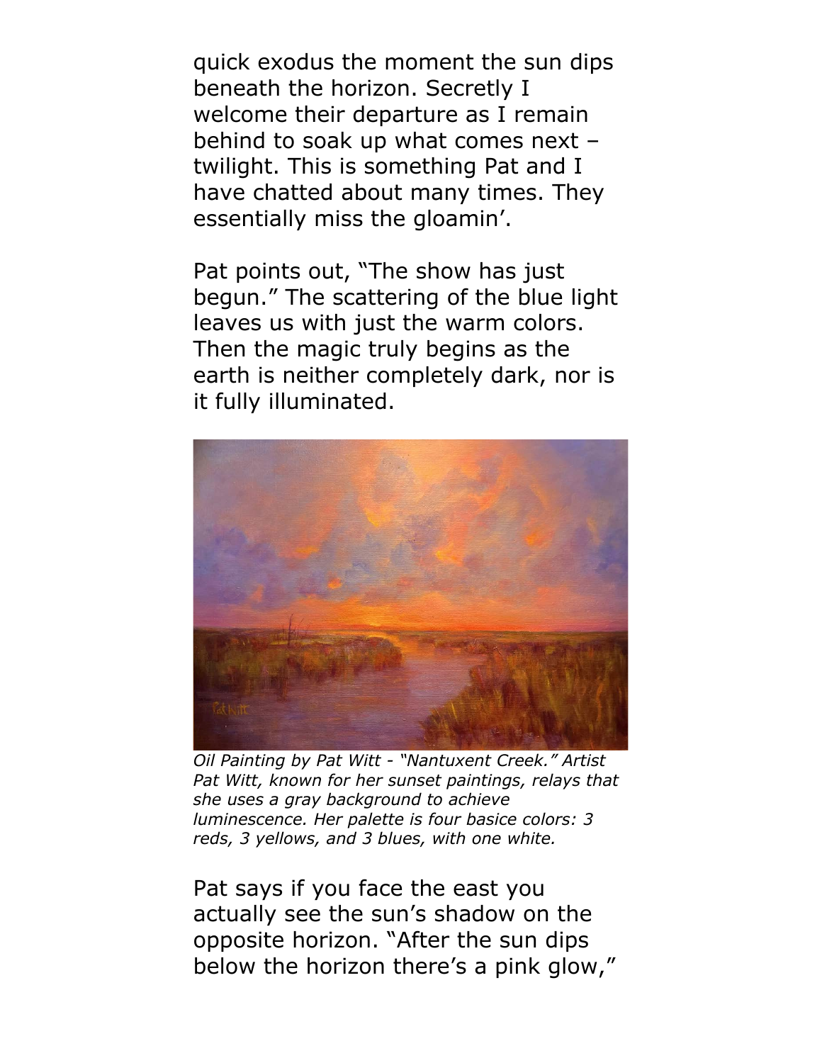quick exodus the moment the sun dips beneath the horizon. Secretly I welcome their departure as I remain behind to soak up what comes next – twilight. This is something Pat and I have chatted about many times. They essentially miss the gloamin'.

Pat points out, "The show has just begun." The scattering of the blue light leaves us with just the warm colors. Then the magic truly begins as the earth is neither completely dark, nor is it fully illuminated.

*Oil Painting by Pat Witt - "Nantuxent Creek." Artist Pat Witt, known for her sunset paintings, relays that she uses a gray background to achieve luminescence. Her palette is four basice colors: 3 reds, 3 yellows, and 3 blues, with one white.*

Pat says if you face the east you actually see the sun's shadow on the opposite horizon. "After the sun dips below the horizon there's a pink glow,"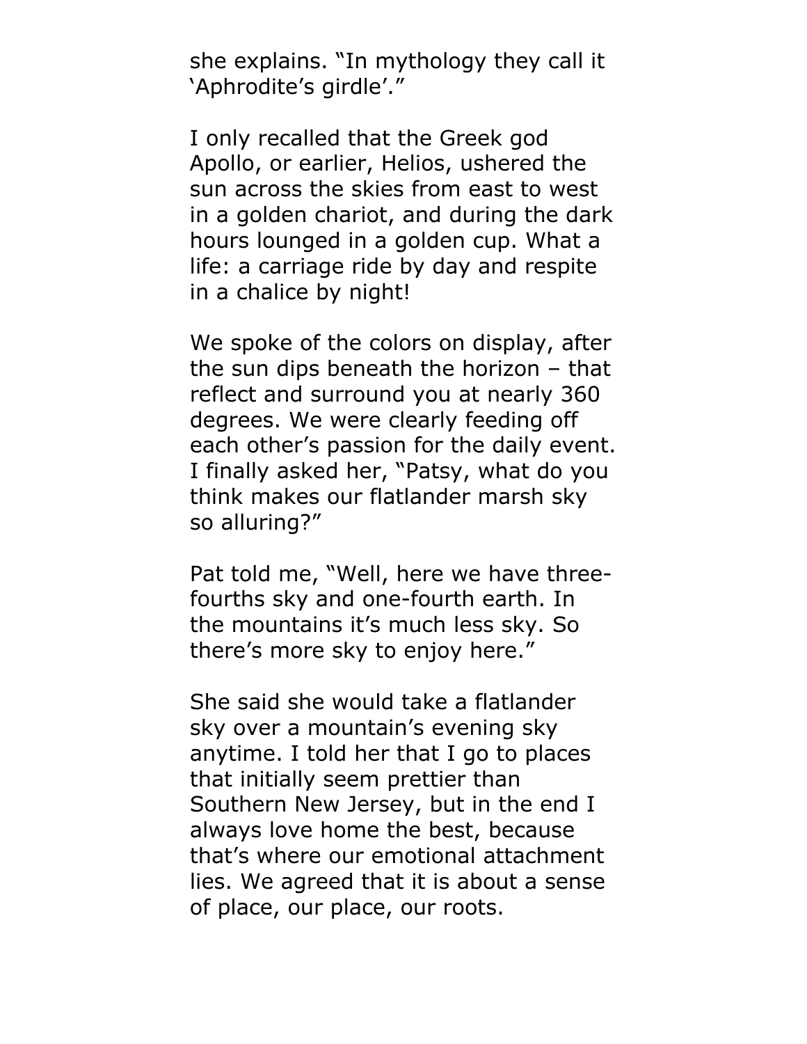she explains. "In mythology they call it 'Aphrodite's girdle'."

I only recalled that the Greek god Apollo, or earlier, Helios, ushered the sun across the skies from east to west in a golden chariot, and during the dark hours lounged in a golden cup. What a life: a carriage ride by day and respite in a chalice by night!

We spoke of the colors on display, after the sun dips beneath the horizon – that reflect and surround you at nearly 360 degrees. We were clearly feeding off each other's passion for the daily event. I finally asked her, "Patsy, what do you think makes our flatlander marsh sky so alluring?"

Pat told me, "Well, here we have three-fourths sky and one-fourth earth. In the mountains it's much less sky. So there's more sky to enjoy here."

She said she would take a flatlander sky over a mountain's evening sky anytime. I told her that I go to places that initially seem prettier than Southern New Jersey, but in the end I always love home the best, because that's where our emotional attachment lies. We agreed that it is about a sense of place, our place, our roots.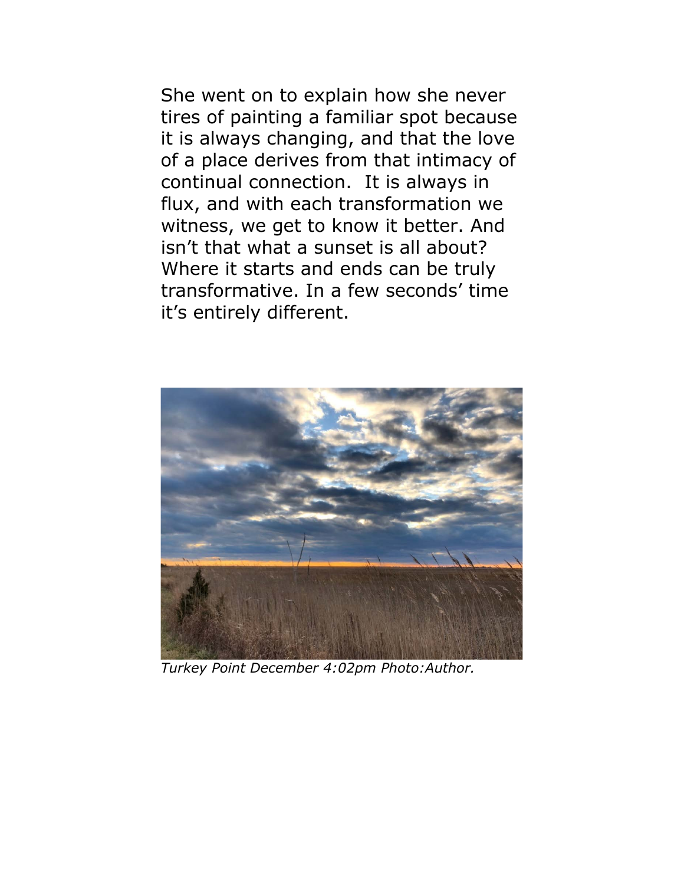She went on to explain how she never tires of painting a familiar spot because it is always changing, and that the love of a place derives from that intimacy of continual connection.  It is always in flux, and with each transformation we witness, we get to know it better. And isn't that what a sunset is all about? Where it starts and ends can be truly transformative. In a few seconds' time it's entirely different.

*Turkey Point December 4:02pm Photo:Author.*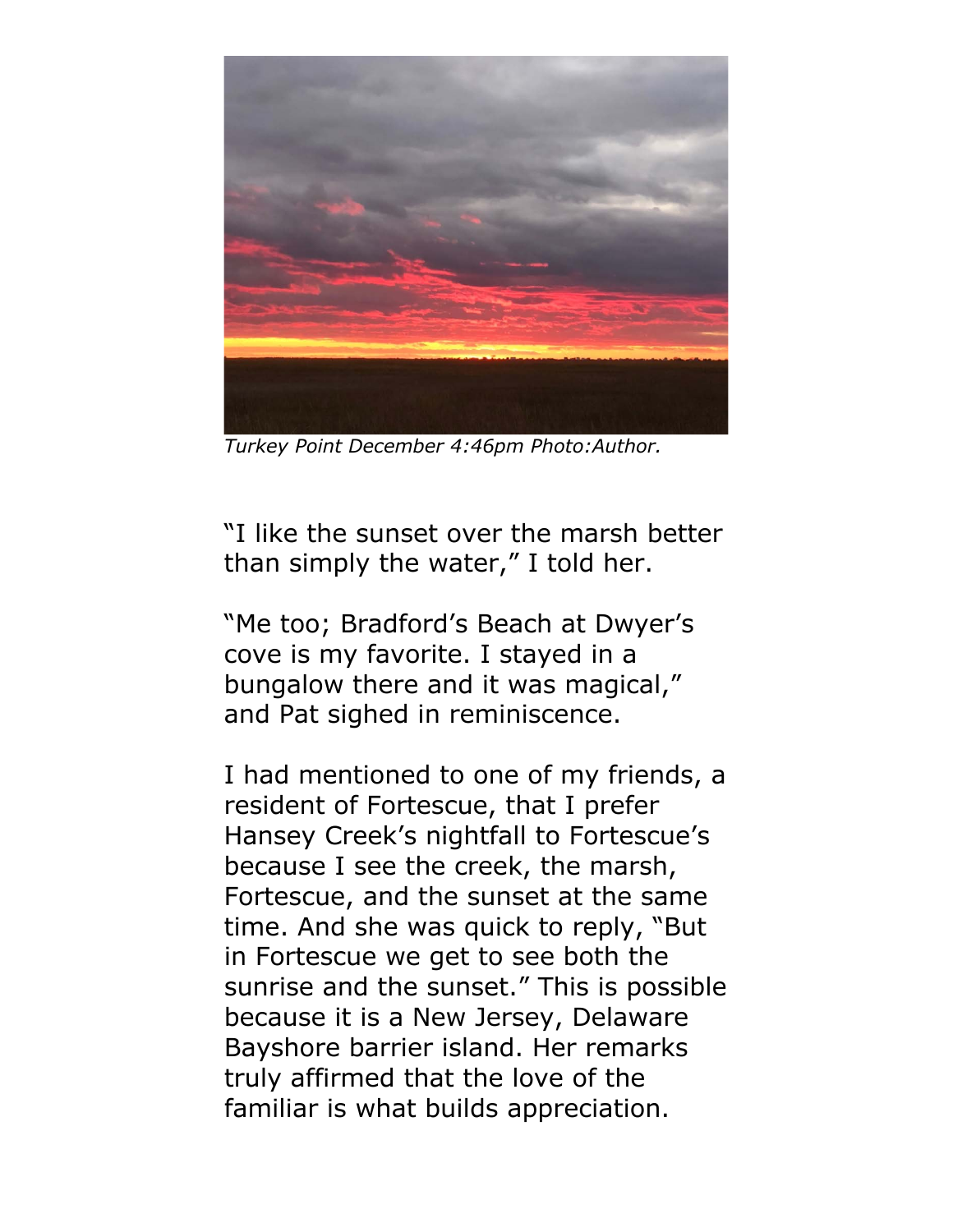*Turkey Point December 4:46pm Photo:Author.*

"I like the sunset over the marsh better than simply the water," I told her.

"Me too; Bradford's Beach at Dwyer's cove is my favorite. I stayed in a bungalow there and it was magical," and Pat sighed in reminiscence.

I had mentioned to one of my friends, a resident of Fortescue, that I prefer Hansey Creek's nightfall to Fortescue's because I see the creek, the marsh, Fortescue, and the sunset at the same time. And she was quick to reply, "But in Fortescue we get to see both the sunrise and the sunset." This is possible because it is a New Jersey, Delaware Bayshore barrier island. Her remarks truly affirmed that the love of the familiar is what builds appreciation.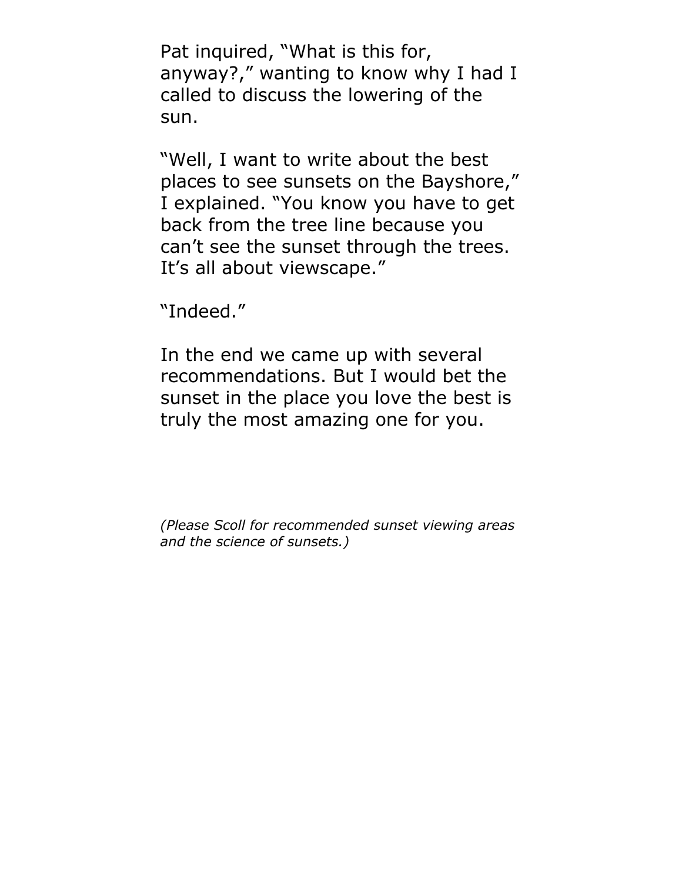Pat inquired, "What is this for, anyway?," wanting to know why I had I called to discuss the lowering of the sun.

"Well, I want to write about the best places to see sunsets on the Bayshore," I explained. "You know you have to get back from the tree line because you can't see the sunset through the trees. It's all about viewscape."

"Indeed."

In the end we came up with several recommendations. But I would bet the sunset in the place you love the best is truly the most amazing one for you.

*(Please Scoll for recommended sunset viewing areas and the science of sunsets.)*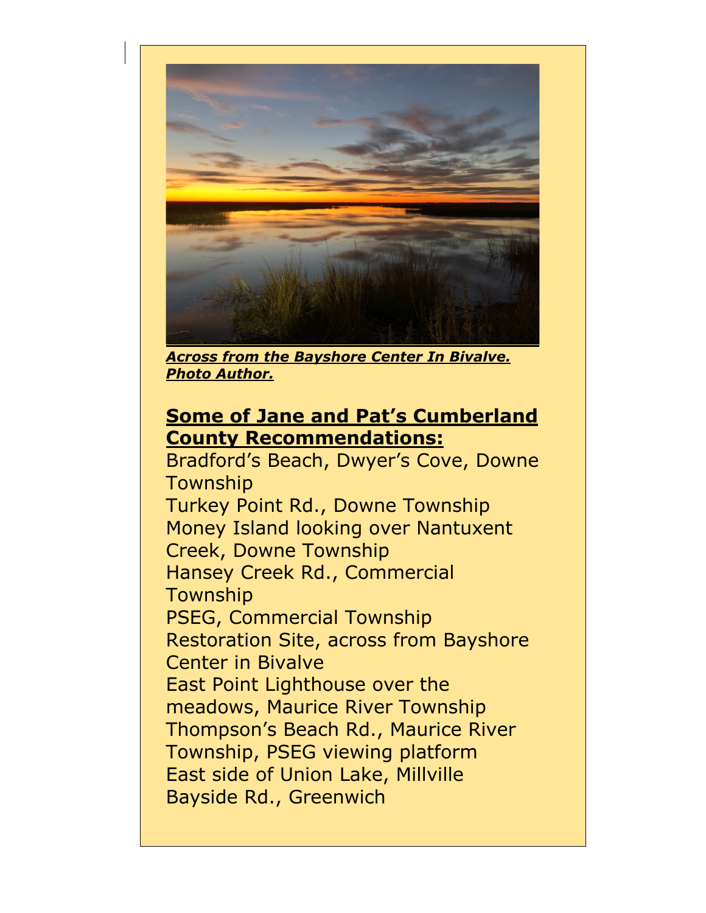***Across from the Bayshore Center In Bivalve. Photo Author.***

## Some of Jane and Pat's Cumberland County Recommendations:

Bradford's Beach, Dwyer's Cove, Downe Township
Turkey Point Rd., Downe Township
Money Island looking over Nantuxent Creek, Downe Township
Hansey Creek Rd., Commercial Township
PSEG, Commercial Township
Restoration Site, across from Bayshore Center in Bivalve
East Point Lighthouse over the meadows, Maurice River Township
Thompson's Beach Rd., Maurice River Township, PSEG viewing platform
East side of Union Lake, Millville
Bayside Rd., Greenwich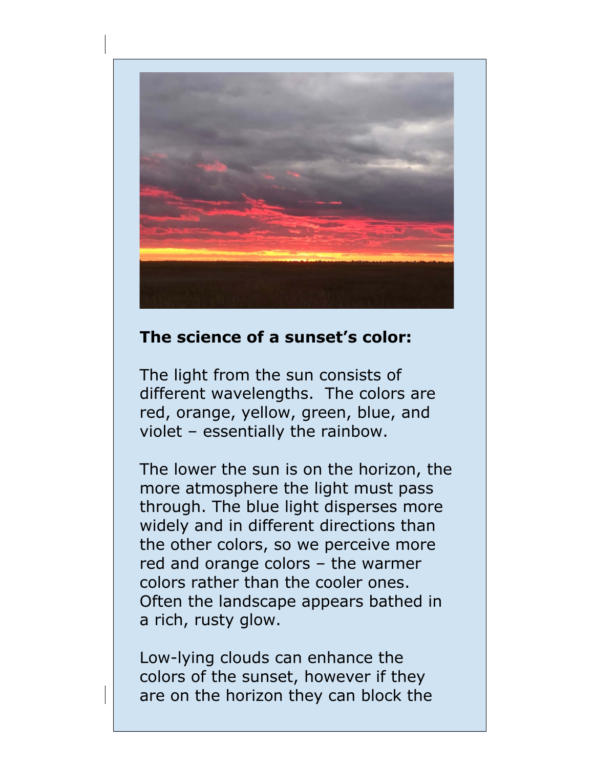**The science of a sunset's color:**

The light from the sun consists of different wavelengths. The colors are red, orange, yellow, green, blue, and violet – essentially the rainbow.

The lower the sun is on the horizon, the more atmosphere the light must pass through. The blue light disperses more widely and in different directions than the other colors, so we perceive more red and orange colors – the warmer colors rather than the cooler ones. Often the landscape appears bathed in a rich, rusty glow.

Low-lying clouds can enhance the colors of the sunset, however if they are on the horizon they can block the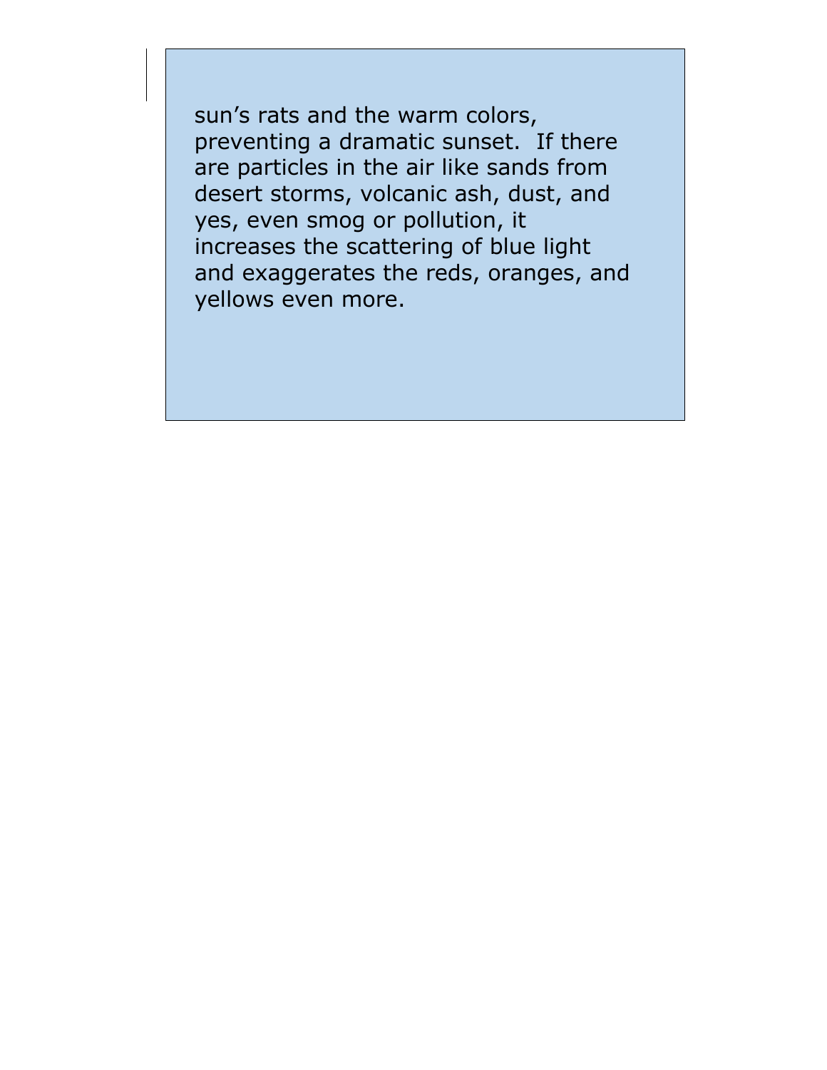sun's rats and the warm colors, preventing a dramatic sunset. If there are particles in the air like sands from desert storms, volcanic ash, dust, and yes, even smog or pollution, it increases the scattering of blue light and exaggerates the reds, oranges, and yellows even more.